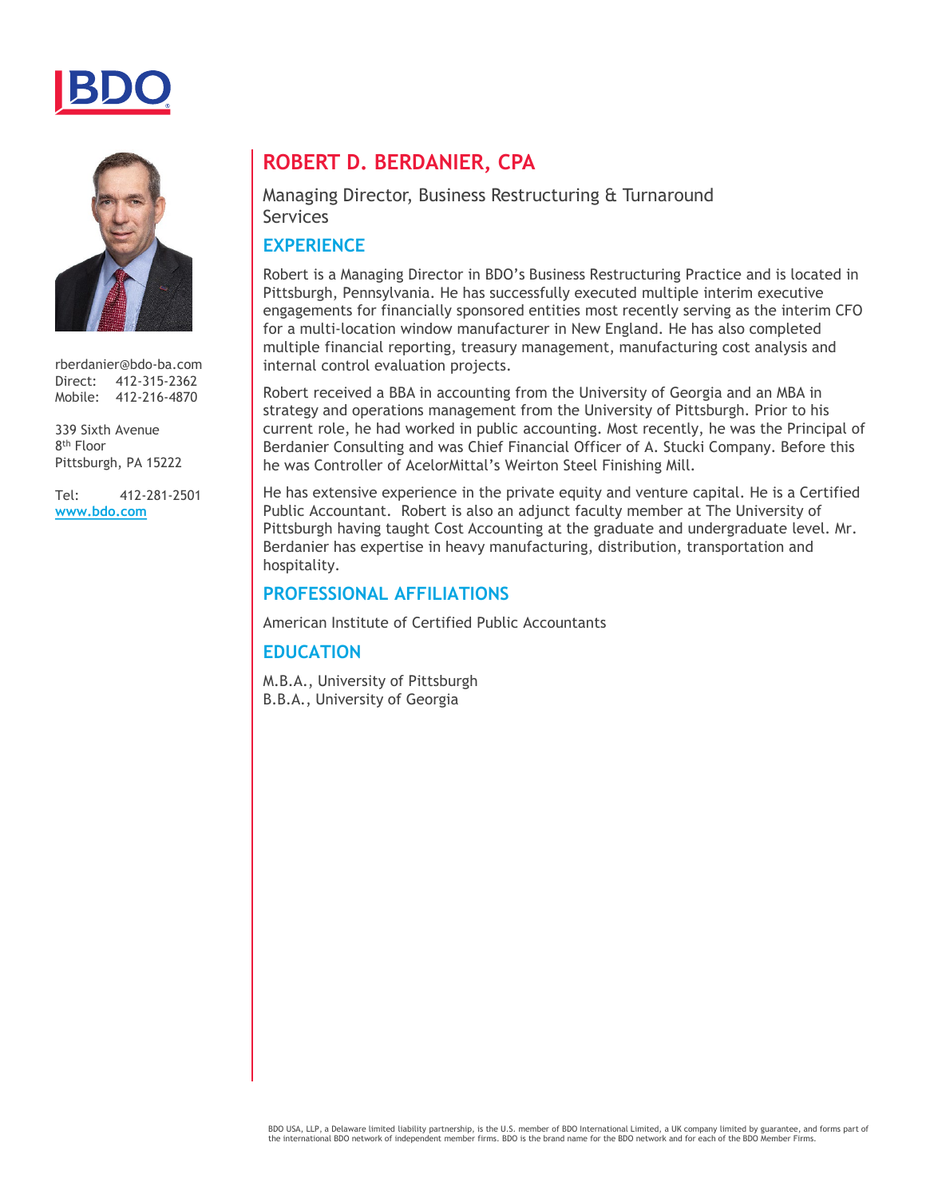# ROBERT D. BERDANIER, CPA

Managing Director, Business Restructuring & Turnaround Services

rberdanier@bdo-ba.com
Direct: 412-315-2362
Mobile: 412-216-4870

339 Sixth Avenue
8th Floor
Pittsburgh, PA 15222

Tel: 412-281-2501
**www.bdo.com**

## EXPERIENCE

Robert is a Managing Director in BDO's Business Restructuring Practice and is located in Pittsburgh, Pennsylvania. He has successfully executed multiple interim executive engagements for financially sponsored entities most recently serving as the interim CFO for a multi-location window manufacturer in New England. He has also completed multiple financial reporting, treasury management, manufacturing cost analysis and internal control evaluation projects.

Robert received a BBA in accounting from the University of Georgia and an MBA in strategy and operations management from the University of Pittsburgh. Prior to his current role, he had worked in public accounting. Most recently, he was the Principal of Berdanier Consulting and was Chief Financial Officer of A. Stucki Company. Before this he was Controller of AcelorMittal's Weirton Steel Finishing Mill.

He has extensive experience in the private equity and venture capital. He is a Certified Public Accountant. Robert is also an adjunct faculty member at The University of Pittsburgh having taught Cost Accounting at the graduate and undergraduate level. Mr. Berdanier has expertise in heavy manufacturing, distribution, transportation and hospitality.

## PROFESSIONAL AFFILIATIONS

American Institute of Certified Public Accountants

## EDUCATION

M.B.A., University of Pittsburgh
B.B.A., University of Georgia

BDO USA, LLP, a Delaware limited liability partnership, is the U.S. member of BDO International Limited, a UK company limited by guarantee, and forms part of the international BDO network of independent member firms. BDO is the brand name for the BDO network and for each of the BDO Member Firms.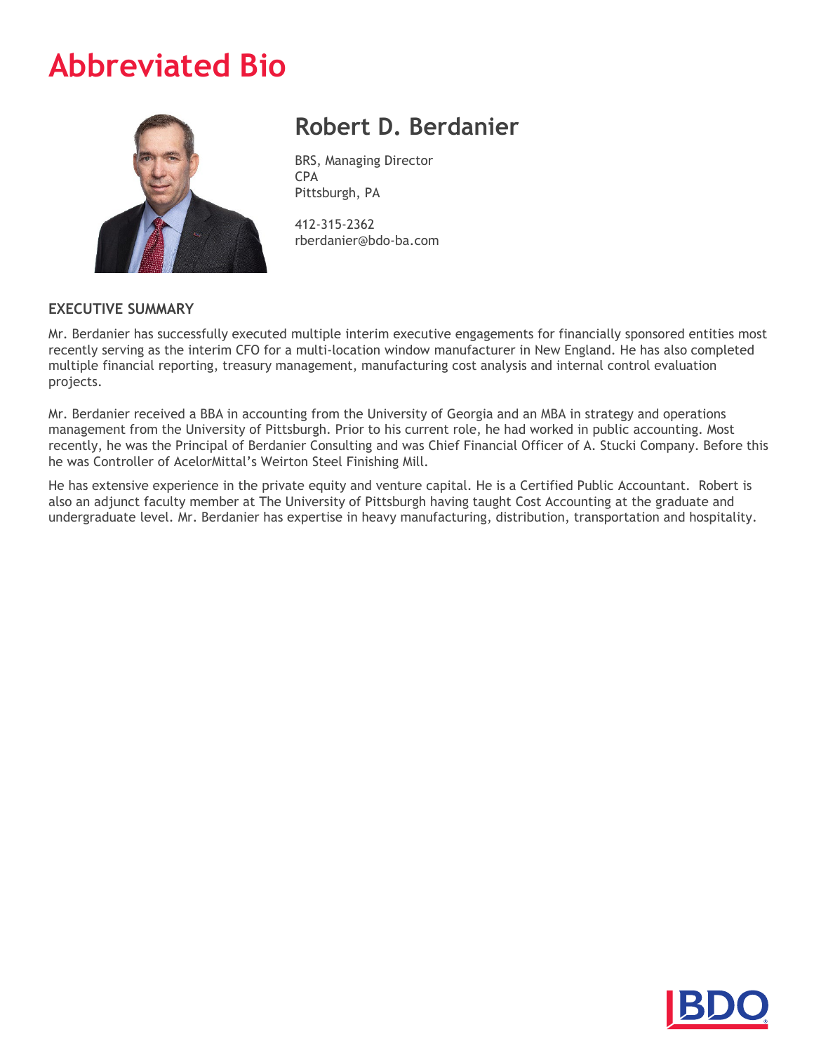# Abbreviated Bio

## Robert D. Berdanier

BRS, Managing Director
CPA
Pittsburgh, PA

412-315-2362
rberdanier@bdo-ba.com

### EXECUTIVE SUMMARY

Mr. Berdanier has successfully executed multiple interim executive engagements for financially sponsored entities most recently serving as the interim CFO for a multi-location window manufacturer in New England. He has also completed multiple financial reporting, treasury management, manufacturing cost analysis and internal control evaluation projects.

Mr. Berdanier received a BBA in accounting from the University of Georgia and an MBA in strategy and operations management from the University of Pittsburgh. Prior to his current role, he had worked in public accounting. Most recently, he was the Principal of Berdanier Consulting and was Chief Financial Officer of A. Stucki Company. Before this he was Controller of AcelorMittal's Weirton Steel Finishing Mill.

He has extensive experience in the private equity and venture capital. He is a Certified Public Accountant. Robert is also an adjunct faculty member at The University of Pittsburgh having taught Cost Accounting at the graduate and undergraduate level. Mr. Berdanier has expertise in heavy manufacturing, distribution, transportation and hospitality.